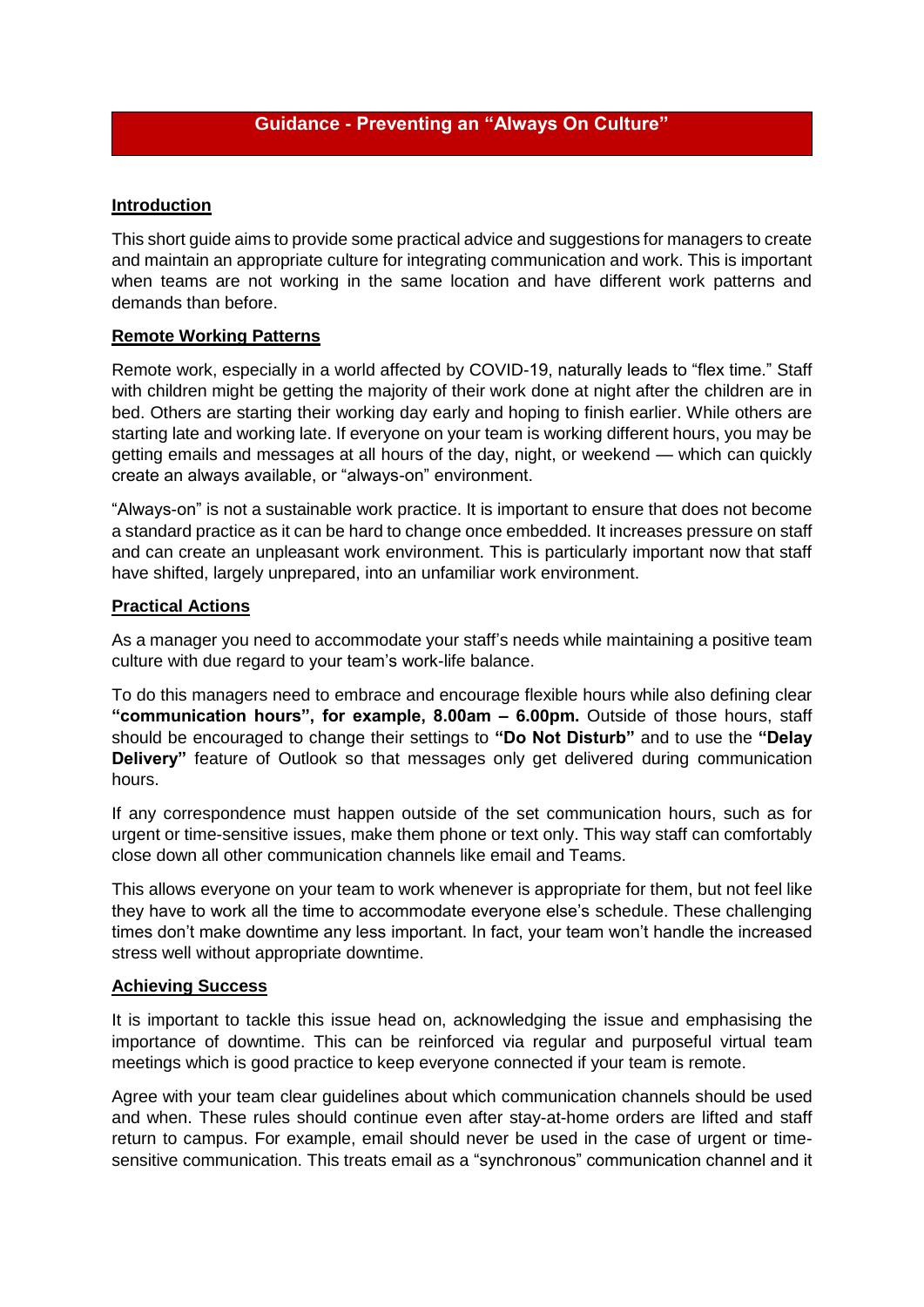# Guidance - Preventing an "Always On Culture"

## Introduction

This short guide aims to provide some practical advice and suggestions for managers to create and maintain an appropriate culture for integrating communication and work. This is important when teams are not working in the same location and have different work patterns and demands than before.

## Remote Working Patterns

Remote work, especially in a world affected by COVID-19, naturally leads to "flex time." Staff with children might be getting the majority of their work done at night after the children are in bed. Others are starting their working day early and hoping to finish earlier. While others are starting late and working late. If everyone on your team is working different hours, you may be getting emails and messages at all hours of the day, night, or weekend — which can quickly create an always available, or "always-on" environment.

"Always-on" is not a sustainable work practice. It is important to ensure that does not become a standard practice as it can be hard to change once embedded. It increases pressure on staff and can create an unpleasant work environment. This is particularly important now that staff have shifted, largely unprepared, into an unfamiliar work environment.

## Practical Actions

As a manager you need to accommodate your staff's needs while maintaining a positive team culture with due regard to your team's work-life balance.

To do this managers need to embrace and encourage flexible hours while also defining clear **"communication hours", for example, 8.00am – 6.00pm.** Outside of those hours, staff should be encouraged to change their settings to **"Do Not Disturb"** and to use the **"Delay Delivery"** feature of Outlook so that messages only get delivered during communication hours.

If any correspondence must happen outside of the set communication hours, such as for urgent or time-sensitive issues, make them phone or text only. This way staff can comfortably close down all other communication channels like email and Teams.

This allows everyone on your team to work whenever is appropriate for them, but not feel like they have to work all the time to accommodate everyone else's schedule. These challenging times don't make downtime any less important. In fact, your team won't handle the increased stress well without appropriate downtime.

## Achieving Success

It is important to tackle this issue head on, acknowledging the issue and emphasising the importance of downtime. This can be reinforced via regular and purposeful virtual team meetings which is good practice to keep everyone connected if your team is remote.

Agree with your team clear guidelines about which communication channels should be used and when. These rules should continue even after stay-at-home orders are lifted and staff return to campus. For example, email should never be used in the case of urgent or time-sensitive communication. This treats email as a "synchronous" communication channel and it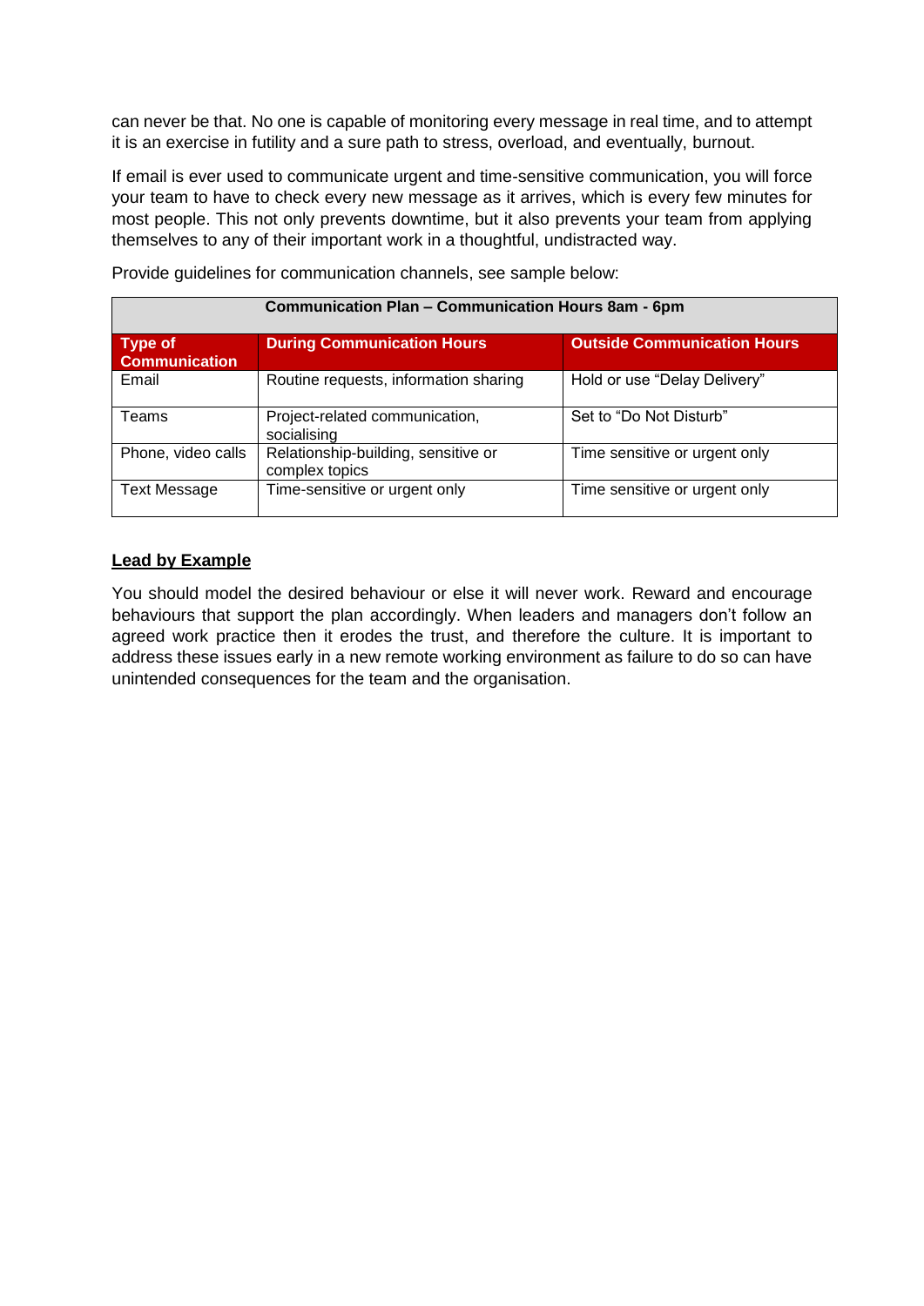can never be that. No one is capable of monitoring every message in real time, and to attempt it is an exercise in futility and a sure path to stress, overload, and eventually, burnout.

If email is ever used to communicate urgent and time-sensitive communication, you will force your team to have to check every new message as it arrives, which is every few minutes for most people. This not only prevents downtime, but it also prevents your team from applying themselves to any of their important work in a thoughtful, undistracted way.

Provide guidelines for communication channels, see sample below:

| Communication Plan – Communication Hours 8am - 6pm | | |
|---|---|---|
| **Type of Communication** | **During Communication Hours** | **Outside Communication Hours** |
| Email | Routine requests, information sharing | Hold or use “Delay Delivery” |
| Teams | Project-related communication, socialising | Set to “Do Not Disturb” |
| Phone, video calls | Relationship-building, sensitive or complex topics | Time sensitive or urgent only |
| Text Message | Time-sensitive or urgent only | Time sensitive or urgent only |

**Lead by Example**

You should model the desired behaviour or else it will never work. Reward and encourage behaviours that support the plan accordingly. When leaders and managers don’t follow an agreed work practice then it erodes the trust, and therefore the culture. It is important to address these issues early in a new remote working environment as failure to do so can have unintended consequences for the team and the organisation.